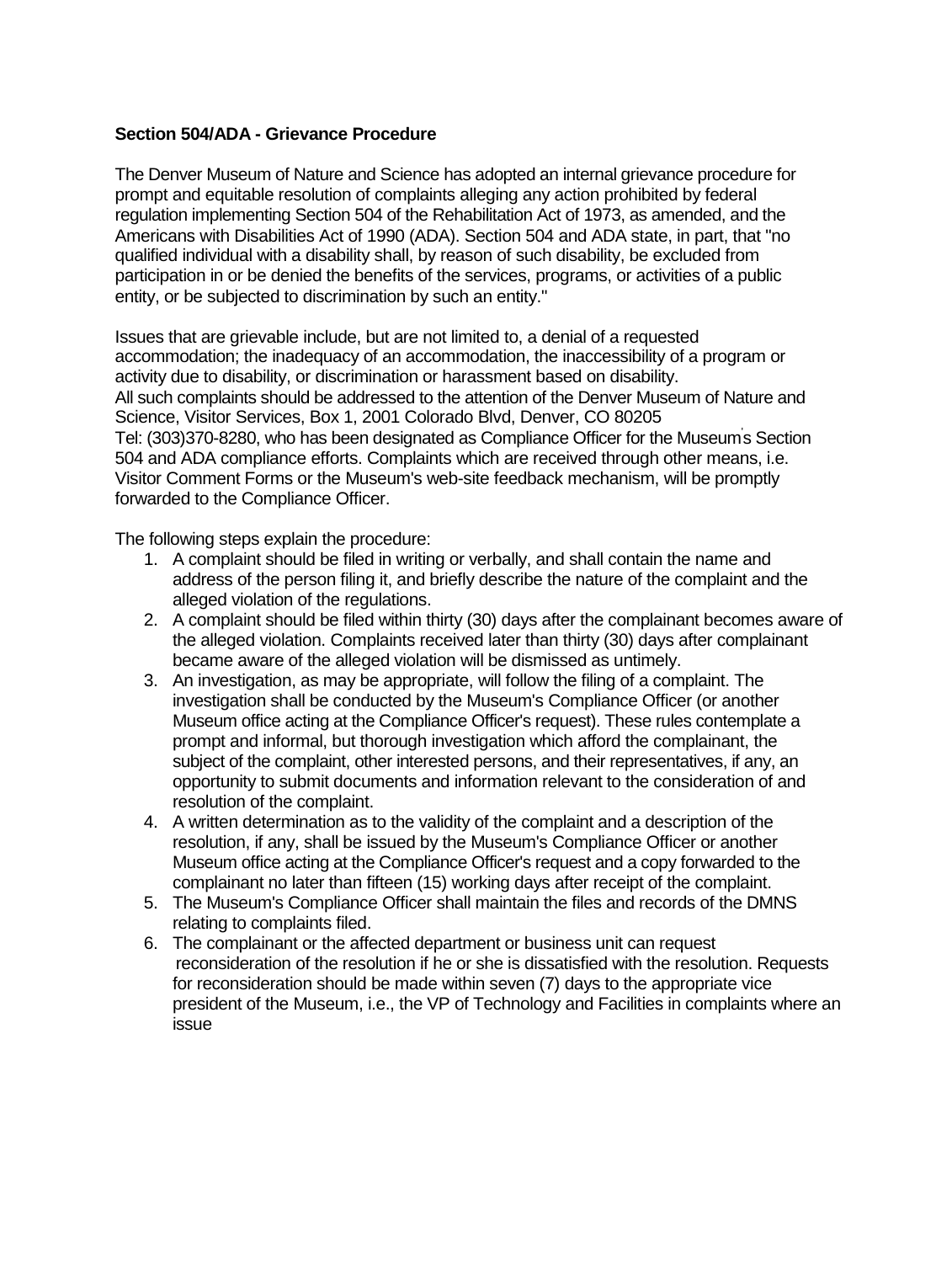**Section 504/ADA - Grievance Procedure**

The Denver Museum of Nature and Science has adopted an internal grievance procedure for prompt and equitable resolution of complaints alleging any action prohibited by federal regulation implementing Section 504 of the Rehabilitation Act of 1973, as amended, and the Americans with Disabilities Act of 1990 (ADA). Section 504 and ADA state, in part, that "no qualified individual with a disability shall, by reason of such disability, be excluded from participation in or be denied the benefits of the services, programs, or activities of a public entity, or be subjected to discrimination by such an entity."

Issues that are grievable include, but are not limited to, a denial of a requested accommodation; the inadequacy of an accommodation, the inaccessibility of a program or activity due to disability, or discrimination or harassment based on disability.
All such complaints should be addressed to the attention of the Denver Museum of Nature and Science, Visitor Services, Box 1, 2001 Colorado Blvd, Denver, CO 80205
Tel: (303)370-8280, who has been designated as Compliance Officer for the Museum's Section 504 and ADA compliance efforts. Complaints which are received through other means, i.e. Visitor Comment Forms or the Museum's web-site feedback mechanism, will be promptly forwarded to the Compliance Officer.

The following steps explain the procedure:

1. A complaint should be filed in writing or verbally, and shall contain the name and address of the person filing it, and briefly describe the nature of the complaint and the alleged violation of the regulations.
2. A complaint should be filed within thirty (30) days after the complainant becomes aware of the alleged violation. Complaints received later than thirty (30) days after complainant became aware of the alleged violation will be dismissed as untimely.
3. An investigation, as may be appropriate, will follow the filing of a complaint. The investigation shall be conducted by the Museum's Compliance Officer (or another Museum office acting at the Compliance Officer's request). These rules contemplate a prompt and informal, but thorough investigation which afford the complainant, the subject of the complaint, other interested persons, and their representatives, if any, an opportunity to submit documents and information relevant to the consideration of and resolution of the complaint.
4. A written determination as to the validity of the complaint and a description of the resolution, if any, shall be issued by the Museum's Compliance Officer or another Museum office acting at the Compliance Officer's request and a copy forwarded to the complainant no later than fifteen (15) working days after receipt of the complaint.
5. The Museum's Compliance Officer shall maintain the files and records of the DMNS relating to complaints filed.
6. The complainant or the affected department or business unit can request reconsideration of the resolution if he or she is dissatisfied with the resolution. Requests for reconsideration should be made within seven (7) days to the appropriate vice president of the Museum, i.e., the VP of Technology and Facilities in complaints where an issue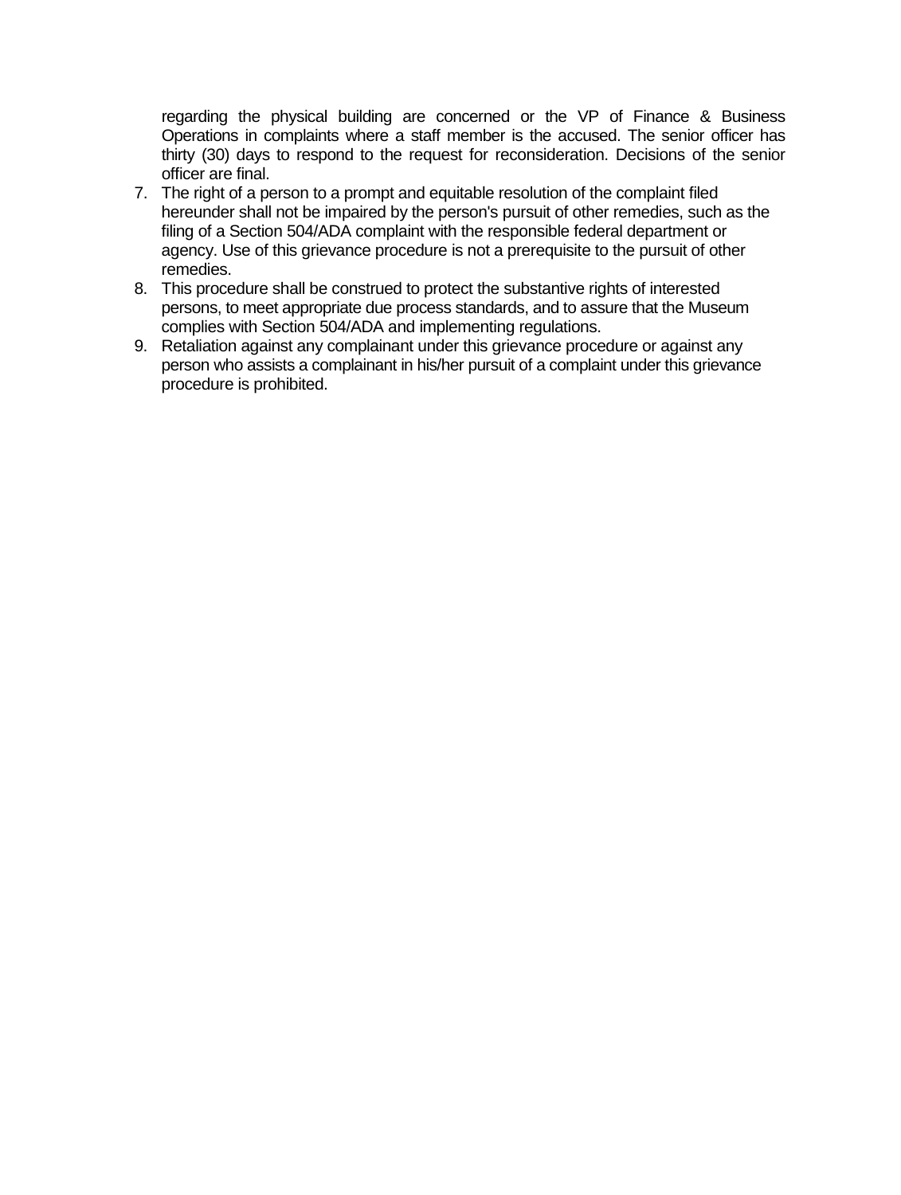regarding the physical building are concerned or the VP of Finance & Business Operations in complaints where a staff member is the accused. The senior officer has thirty (30) days to respond to the request for reconsideration. Decisions of the senior officer are final.

7. The right of a person to a prompt and equitable resolution of the complaint filed hereunder shall not be impaired by the person's pursuit of other remedies, such as the filing of a Section 504/ADA complaint with the responsible federal department or agency. Use of this grievance procedure is not a prerequisite to the pursuit of other remedies.
8. This procedure shall be construed to protect the substantive rights of interested persons, to meet appropriate due process standards, and to assure that the Museum complies with Section 504/ADA and implementing regulations.
9. Retaliation against any complainant under this grievance procedure or against any person who assists a complainant in his/her pursuit of a complaint under this grievance procedure is prohibited.